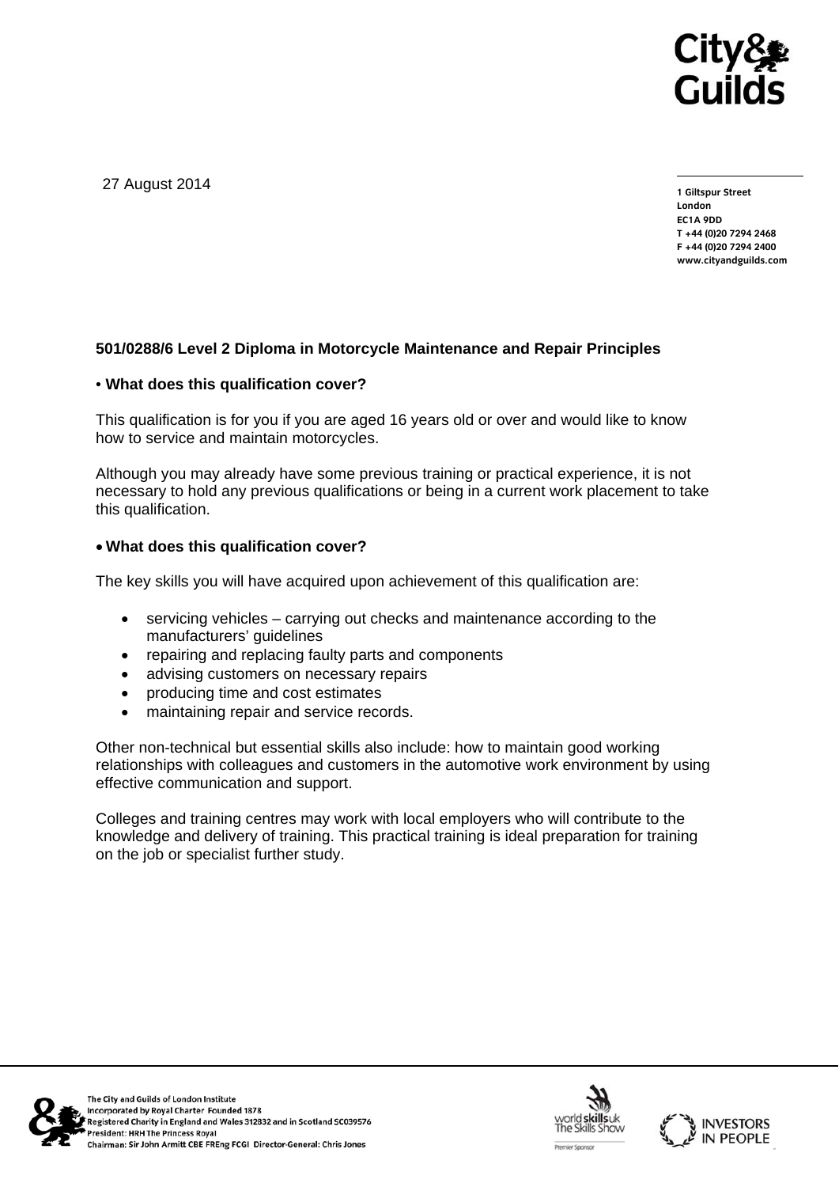27 August 2014

1 Giltspur Street
London
EC1A 9DD
T +44 (0)20 7294 2468
F +44 (0)20 7294 2400
www.cityandguilds.com

**501/0288/6 Level 2 Diploma in Motorcycle Maintenance and Repair Principles**

- **What does this qualification cover?**

This qualification is for you if you are aged 16 years old or over and would like to know how to service and maintain motorcycles.

Although you may already have some previous training or practical experience, it is not necessary to hold any previous qualifications or being in a current work placement to take this qualification.

- **What does this qualification cover?**

The key skills you will have acquired upon achievement of this qualification are:

- servicing vehicles – carrying out checks and maintenance according to the manufacturers' guidelines
- repairing and replacing faulty parts and components
- advising customers on necessary repairs
- producing time and cost estimates
- maintaining repair and service records.

Other non-technical but essential skills also include: how to maintain good working relationships with colleagues and customers in the automotive work environment by using effective communication and support.

Colleges and training centres may work with local employers who will contribute to the knowledge and delivery of training. This practical training is ideal preparation for training on the job or specialist further study.

The City and Guilds of London Institute
Incorporated by Royal Charter Founded 1878
Registered Charity in England and Wales 312832 and in Scotland SC039576
President: HRH The Princess Royal
Chairman: Sir John Armitt CBE FREng FCGI Director-General: Chris Jones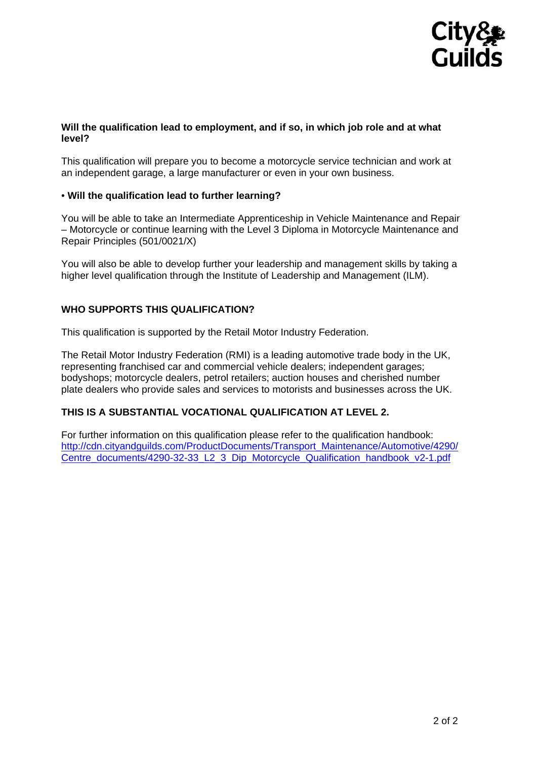**Will the qualification lead to employment, and if so, in which job role and at what level?**

This qualification will prepare you to become a motorcycle service technician and work at an independent garage, a large manufacturer or even in your own business.

• **Will the qualification lead to further learning?**

You will be able to take an Intermediate Apprenticeship in Vehicle Maintenance and Repair – Motorcycle or continue learning with the Level 3 Diploma in Motorcycle Maintenance and Repair Principles (501/0021/X)

You will also be able to develop further your leadership and management skills by taking a higher level qualification through the Institute of Leadership and Management (ILM).

## WHO SUPPORTS THIS QUALIFICATION?

This qualification is supported by the Retail Motor Industry Federation.

The Retail Motor Industry Federation (RMI) is a leading automotive trade body in the UK, representing franchised car and commercial vehicle dealers; independent garages; bodyshops; motorcycle dealers, petrol retailers; auction houses and cherished number plate dealers who provide sales and services to motorists and businesses across the UK.

## THIS IS A SUBSTANTIAL VOCATIONAL QUALIFICATION AT LEVEL 2.

For further information on this qualification please refer to the qualification handbook: [http://cdn.cityandguilds.com/ProductDocuments/Transport_Maintenance/Automotive/4290/Centre_documents/4290-32-33_L2_3_Dip_Motorcycle_Qualification_handbook_v2-1.pdf](http://cdn.cityandguilds.com/ProductDocuments/Transport_Maintenance/Automotive/4290/Centre_documents/4290-32-33_L2_3_Dip_Motorcycle_Qualification_handbook_v2-1.pdf)